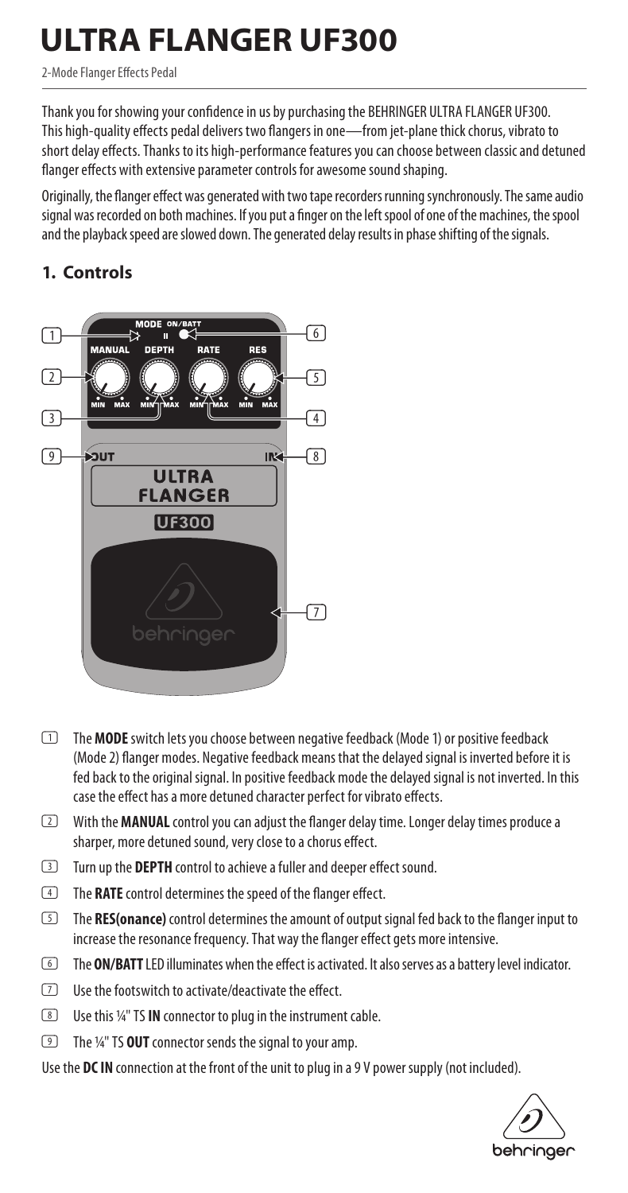# ULTRA FLANGER UF300

2-Mode Flanger Effects Pedal

Thank you for showing your confidence in us by purchasing the BEHRINGER ULTRA FLANGER UF300. This high-quality effects pedal delivers two flangers in one—from jet-plane thick chorus, vibrato to short delay effects. Thanks to its high-performance features you can choose between classic and detuned flanger effects with extensive parameter controls for awesome sound shaping.

Originally, the flanger effect was generated with two tape recorders running synchronously. The same audio signal was recorded on both machines. If you put a finger on the left spool of one of the machines, the spool and the playback speed are slowed down. The generated delay results in phase shifting of the signals.

## 1. Controls

1. The **MODE** switch lets you choose between negative feedback (Mode 1) or positive feedback (Mode 2) flanger modes. Negative feedback means that the delayed signal is inverted before it is fed back to the original signal. In positive feedback mode the delayed signal is not inverted. In this case the effect has a more detuned character perfect for vibrato effects.
2. With the **MANUAL** control you can adjust the flanger delay time. Longer delay times produce a sharper, more detuned sound, very close to a chorus effect.
3. Turn up the **DEPTH** control to achieve a fuller and deeper effect sound.
4. The **RATE** control determines the speed of the flanger effect.
5. The **RES(onance)** control determines the amount of output signal fed back to the flanger input to increase the resonance frequency. That way the flanger effect gets more intensive.
6. The **ON/BATT** LED illuminates when the effect is activated. It also serves as a battery level indicator.
7. Use the footswitch to activate/deactivate the effect.
8. Use this ¼" TS **IN** connector to plug in the instrument cable.
9. The ¼" TS **OUT** connector sends the signal to your amp.

Use the **DC IN** connection at the front of the unit to plug in a 9 V power supply (not included).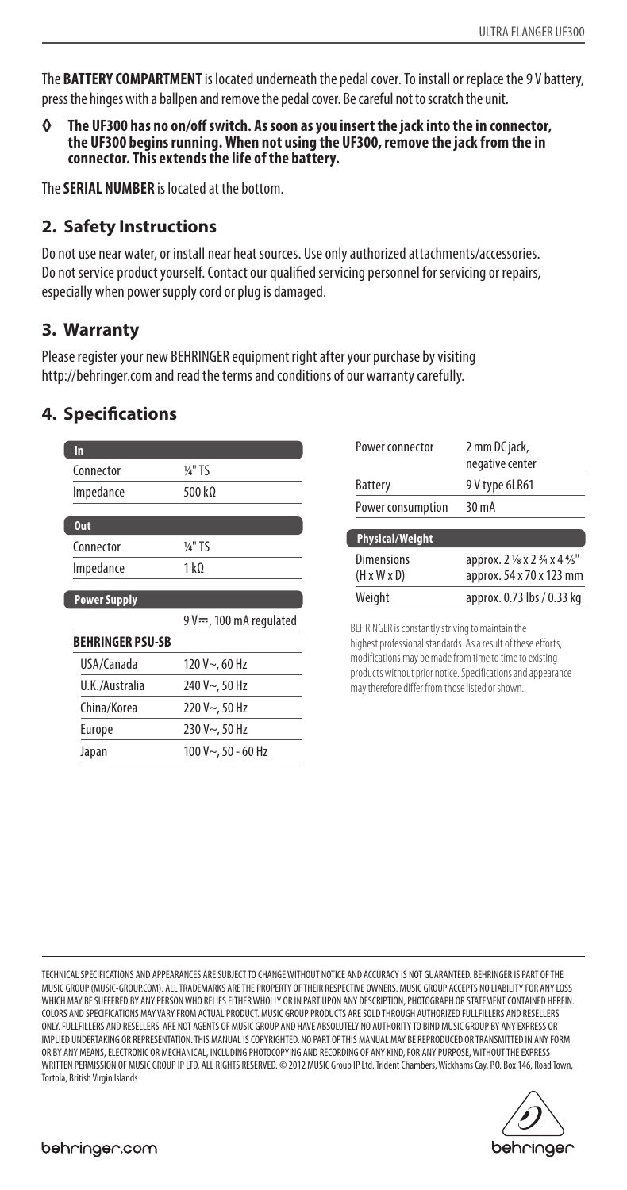The **BATTERY COMPARTMENT** is located underneath the pedal cover. To install or replace the 9 V battery, press the hinges with a ballpen and remove the pedal cover. Be careful not to scratch the unit.

◊ **The UF300 has no on/off switch. As soon as you insert the jack into the in connector, the UF300 begins running. When not using the UF300, remove the jack from the in connector. This extends the life of the battery.**

The **SERIAL NUMBER** is located at the bottom.

## 2. Safety Instructions

Do not use near water, or install near heat sources. Use only authorized attachments/accessories. Do not service product yourself. Contact our qualified servicing personnel for servicing or repairs, especially when power supply cord or plug is damaged.

## 3. Warranty

Please register your new BEHRINGER equipment right after your purchase by visiting http://behringer.com and read the terms and conditions of our warranty carefully.

## 4. Specifications

| In | |
|---|---|
| Connector | ¼" TS |
| Impedance | 500 kΩ |
| **Out** | |
| Connector | ¼" TS |
| Impedance | 1 kΩ |
| **Power Supply** | |
| | 9 V ⎓, 100 mA regulated |
| **BEHRINGER PSU-SB** | |
| USA/Canada | 120 V~, 60 Hz |
| U.K./Australia | 240 V~, 50 Hz |
| China/Korea | 220 V~, 50 Hz |
| Europe | 230 V~, 50 Hz |
| Japan | 100 V~, 50 - 60 Hz |
| Power connector | 2 mm DC jack, negative center |
| Battery | 9 V type 6LR61 |
| Power consumption | 30 mA |
| **Physical/Weight** | |
| Dimensions (H x W x D) | approx. 2 ⅛ x 2 ¾ x 4 ⅘" approx. 54 x 70 x 123 mm |
| Weight | approx. 0.73 lbs / 0.33 kg |

BEHRINGER is constantly striving to maintain the highest professional standards. As a result of these efforts, modifications may be made from time to time to existing products without prior notice. Specifications and appearance may therefore differ from those listed or shown.

TECHNICAL SPECIFICATIONS AND APPEARANCES ARE SUBJECT TO CHANGE WITHOUT NOTICE AND ACCURACY IS NOT GUARANTEED. BEHRINGER IS PART OF THE MUSIC GROUP (MUSIC-GROUP.COM). ALL TRADEMARKS ARE THE PROPERTY OF THEIR RESPECTIVE OWNERS. MUSIC GROUP ACCEPTS NO LIABILITY FOR ANY LOSS WHICH MAY BE SUFFERED BY ANY PERSON WHO RELIES EITHER WHOLLY OR IN PART UPON ANY DESCRIPTION, PHOTOGRAPH OR STATEMENT CONTAINED HEREIN. COLORS AND SPECIFICATIONS MAY VARY FROM ACTUAL PRODUCT. MUSIC GROUP PRODUCTS ARE SOLD THROUGH AUTHORIZED FULLFILLERS AND RESELLERS ONLY. FULLFILLERS AND RESELLERS ARE NOT AGENTS OF MUSIC GROUP AND HAVE ABSOLUTELY NO AUTHORITY TO BIND MUSIC GROUP BY ANY EXPRESS OR IMPLIED UNDERTAKING OR REPRESENTATION. THIS MANUAL IS COPYRIGHTED. NO PART OF THIS MANUAL MAY BE REPRODUCED OR TRANSMITTED IN ANY FORM OR BY ANY MEANS, ELECTRONIC OR MECHANICAL, INCLUDING PHOTOCOPYING AND RECORDING OF ANY KIND, FOR ANY PURPOSE, WITHOUT THE EXPRESS WRITTEN PERMISSION OF MUSIC GROUP IP LTD. ALL RIGHTS RESERVED. © 2012 MUSIC Group IP Ltd. Trident Chambers, Wickhams Cay, P.O. Box 146, Road Town, Tortola, British Virgin Islands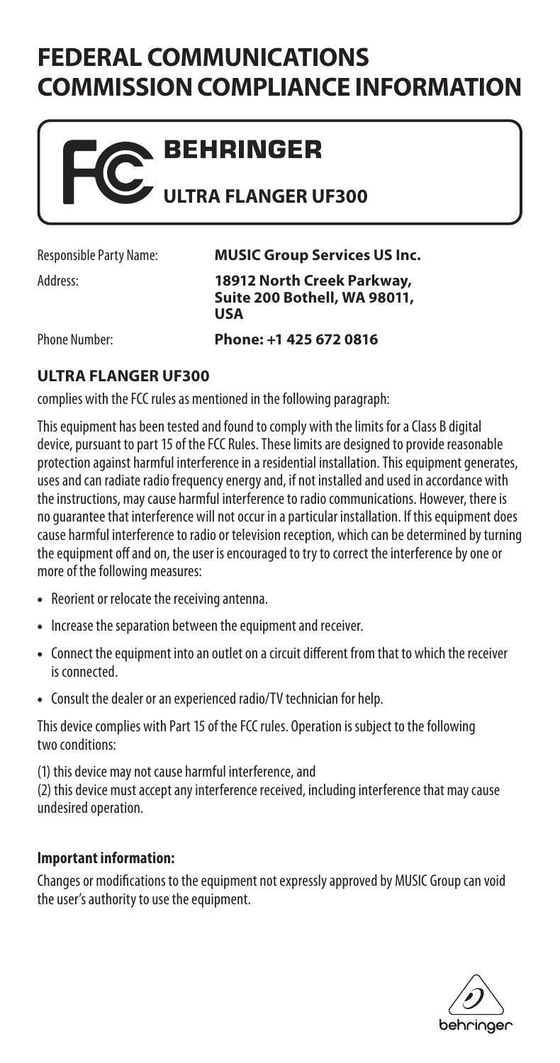# FEDERAL COMMUNICATIONS COMMISSION COMPLIANCE INFORMATION

**BEHRINGER**

**ULTRA FLANGER UF300**

| | |
|---|---|
| Responsible Party Name: | **MUSIC Group Services US Inc.** |
| Address: | **18912 North Creek Parkway, Suite 200 Bothell, WA 98011, USA** |
| Phone Number: | **Phone: +1 425 672 0816** |

### ULTRA FLANGER UF300

complies with the FCC rules as mentioned in the following paragraph:

This equipment has been tested and found to comply with the limits for a Class B digital device, pursuant to part 15 of the FCC Rules. These limits are designed to provide reasonable protection against harmful interference in a residential installation. This equipment generates, uses and can radiate radio frequency energy and, if not installed and used in accordance with the instructions, may cause harmful interference to radio communications. However, there is no guarantee that interference will not occur in a particular installation. If this equipment does cause harmful interference to radio or television reception, which can be determined by turning the equipment off and on, the user is encouraged to try to correct the interference by one or more of the following measures:

- Reorient or relocate the receiving antenna.
- Increase the separation between the equipment and receiver.
- Connect the equipment into an outlet on a circuit different from that to which the receiver is connected.
- Consult the dealer or an experienced radio/TV technician for help.

This device complies with Part 15 of the FCC rules. Operation is subject to the following two conditions:

(1) this device may not cause harmful interference, and
(2) this device must accept any interference received, including interference that may cause undesired operation.

**Important information:**

Changes or modifications to the equipment not expressly approved by MUSIC Group can void the user's authority to use the equipment.